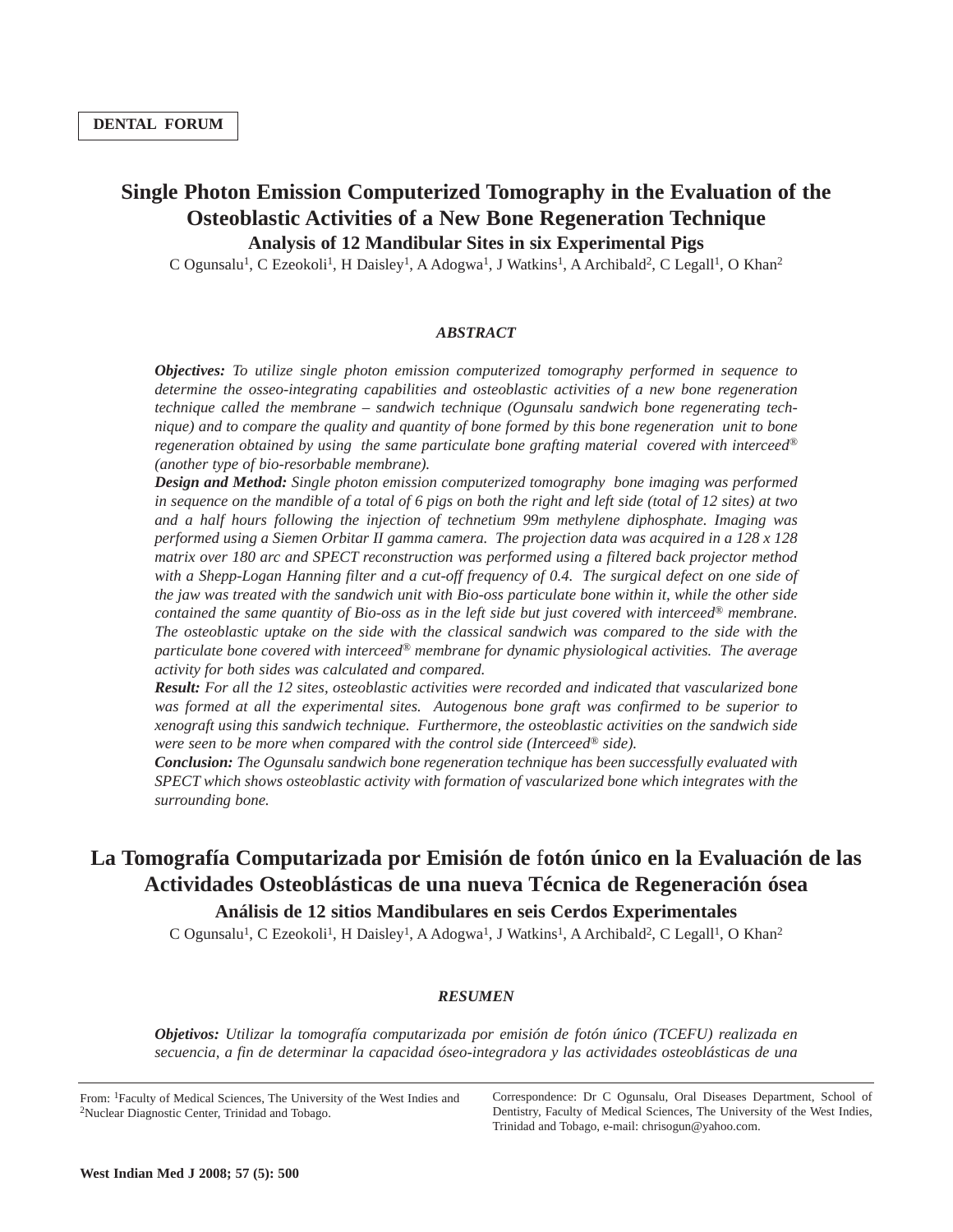DENTAL FORUM

# Single Photon Emission Computerized Tomography in the Evaluation of the Osteoblastic Activities of a New Bone Regeneration Technique

## Analysis of 12 Mandibular Sites in six Experimental Pigs

C Ogunsalu[1], C Ezeokoli[1], H Daisley[1], A Adogwa[1], J Watkins[1], A Archibald[2], C Legall[1], O Khan[2]

### *ABSTRACT*

***Objectives:*** *To utilize single photon emission computerized tomography performed in sequence to determine the osseo-integrating capabilities and osteoblastic activities of a new bone regeneration technique called the membrane – sandwich technique (Ogunsalu sandwich bone regenerating technique) and to compare the quality and quantity of bone formed by this bone regeneration unit to bone regeneration obtained by using the same particulate bone grafting material covered with interceed® (another type of bio-resorbable membrane).*

***Design and Method:*** *Single photon emission computerized tomography bone imaging was performed in sequence on the mandible of a total of 6 pigs on both the right and left side (total of 12 sites) at two and a half hours following the injection of technetium 99m methylene diphosphate. Imaging was performed using a Siemen Orbitar II gamma camera. The projection data was acquired in a 128 x 128 matrix over 180 arc and SPECT reconstruction was performed using a filtered back projector method with a Shepp-Logan Hanning filter and a cut-off frequency of 0.4. The surgical defect on one side of the jaw was treated with the sandwich unit with Bio-oss particulate bone within it, while the other side contained the same quantity of Bio-oss as in the left side but just covered with interceed® membrane. The osteoblastic uptake on the side with the classical sandwich was compared to the side with the particulate bone covered with interceed® membrane for dynamic physiological activities. The average activity for both sides was calculated and compared.*

***Result:*** *For all the 12 sites, osteoblastic activities were recorded and indicated that vascularized bone was formed at all the experimental sites. Autogenous bone graft was confirmed to be superior to xenograft using this sandwich technique. Furthermore, the osteoblastic activities on the sandwich side were seen to be more when compared with the control side (Interceed® side).*

***Conclusion:*** *The Ogunsalu sandwich bone regeneration technique has been successfully evaluated with SPECT which shows osteoblastic activity with formation of vascularized bone which integrates with the surrounding bone.*

# La Tomografía Computarizada por Emisión de fotón único en la Evaluación de las Actividades Osteoblásticas de una nueva Técnica de Regeneración ósea

## Análisis de 12 sitios Mandibulares en seis Cerdos Experimentales

C Ogunsalu[1], C Ezeokoli[1], H Daisley[1], A Adogwa[1], J Watkins[1], A Archibald[2], C Legall[1], O Khan[2]

### *RESUMEN*

***Objetivos:*** *Utilizar la tomografía computarizada por emisión de fotón único (TCEFU) realizada en secuencia, a fin de determinar la capacidad óseo-integradora y las actividades osteoblásticas de una*

From: [1]Faculty of Medical Sciences, The University of the West Indies and [2]Nuclear Diagnostic Center, Trinidad and Tobago.

Correspondence: Dr C Ogunsalu, Oral Diseases Department, School of Dentistry, Faculty of Medical Sciences, The University of the West Indies, Trinidad and Tobago, e-mail: chrisogun@yahoo.com.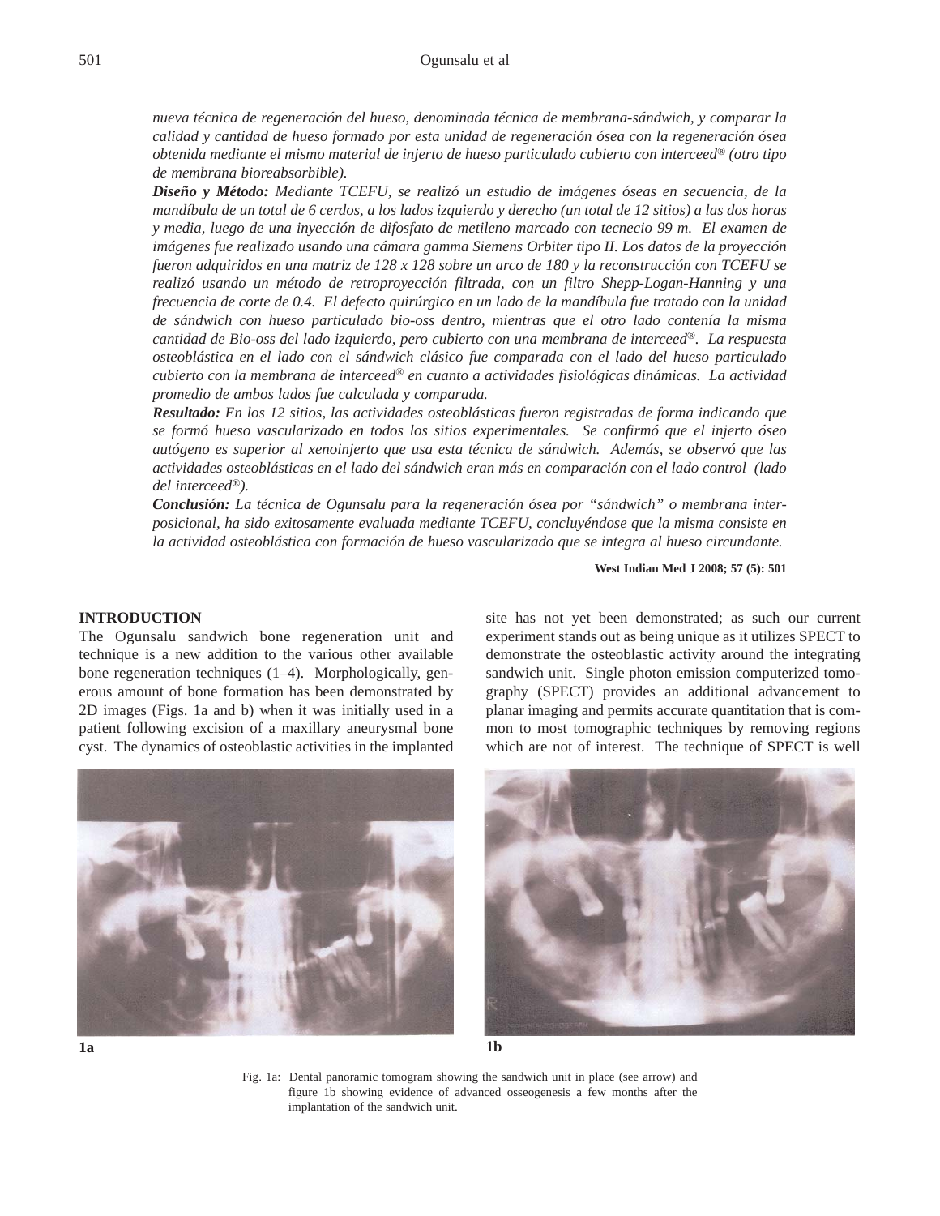*nueva técnica de regeneración del hueso, denominada técnica de membrana-sándwich, y comparar la calidad y cantidad de hueso formado por esta unidad de regeneración ósea con la regeneración ósea obtenida mediante el mismo material de injerto de hueso particulado cubierto con interceed® (otro tipo de membrana bioreabsorbible).*

***Diseño y Método:*** *Mediante TCEFU, se realizó un estudio de imágenes óseas en secuencia, de la mandíbula de un total de 6 cerdos, a los lados izquierdo y derecho (un total de 12 sitios) a las dos horas y media, luego de una inyección de difosfato de metileno marcado con tecnecio 99 m. El examen de imágenes fue realizado usando una cámara gamma Siemens Orbiter tipo II. Los datos de la proyección fueron adquiridos en una matriz de 128 x 128 sobre un arco de 180 y la reconstrucción con TCEFU se realizó usando un método de retroproyección filtrada, con un filtro Shepp-Logan-Hanning y una frecuencia de corte de 0.4. El defecto quirúrgico en un lado de la mandíbula fue tratado con la unidad de sándwich con hueso particulado bio-oss dentro, mientras que el otro lado contenía la misma cantidad de Bio-oss del lado izquierdo, pero cubierto con una membrana de interceed®. La respuesta osteoblástica en el lado con el sándwich clásico fue comparada con el lado del hueso particulado cubierto con la membrana de interceed® en cuanto a actividades fisiológicas dinámicas. La actividad promedio de ambos lados fue calculada y comparada.*

***Resultado:*** *En los 12 sitios, las actividades osteoblásticas fueron registradas de forma indicando que se formó hueso vascularizado en todos los sitios experimentales. Se confirmó que el injerto óseo autógeno es superior al xenoinjerto que usa esta técnica de sándwich. Además, se observó que las actividades osteoblásticas en el lado del sándwich eran más en comparación con el lado control (lado del interceed®).*

***Conclusión:*** *La técnica de Ogunsalu para la regeneración ósea por "sándwich" o membrana interposicional, ha sido exitosamente evaluada mediante TCEFU, concluyéndose que la misma consiste en la actividad osteoblástica con formación de hueso vascularizado que se integra al hueso circundante.*

**West Indian Med J 2008; 57 (5): 501**

## INTRODUCTION

The Ogunsalu sandwich bone regeneration unit and technique is a new addition to the various other available bone regeneration techniques (1–4). Morphologically, generous amount of bone formation has been demonstrated by 2D images (Figs. 1a and b) when it was initially used in a patient following excision of a maxillary aneurysmal bone cyst. The dynamics of osteoblastic activities in the implanted site has not yet been demonstrated; as such our current experiment stands out as being unique as it utilizes SPECT to demonstrate the osteoblastic activity around the integrating sandwich unit. Single photon emission computerized tomography (SPECT) provides an additional advancement to planar imaging and permits accurate quantitation that is common to most tomographic techniques by removing regions which are not of interest. The technique of SPECT is well

**1a** **1b**

Fig. 1a: Dental panoramic tomogram showing the sandwich unit in place (see arrow) and figure 1b showing evidence of advanced osseogenesis a few months after the implantation of the sandwich unit.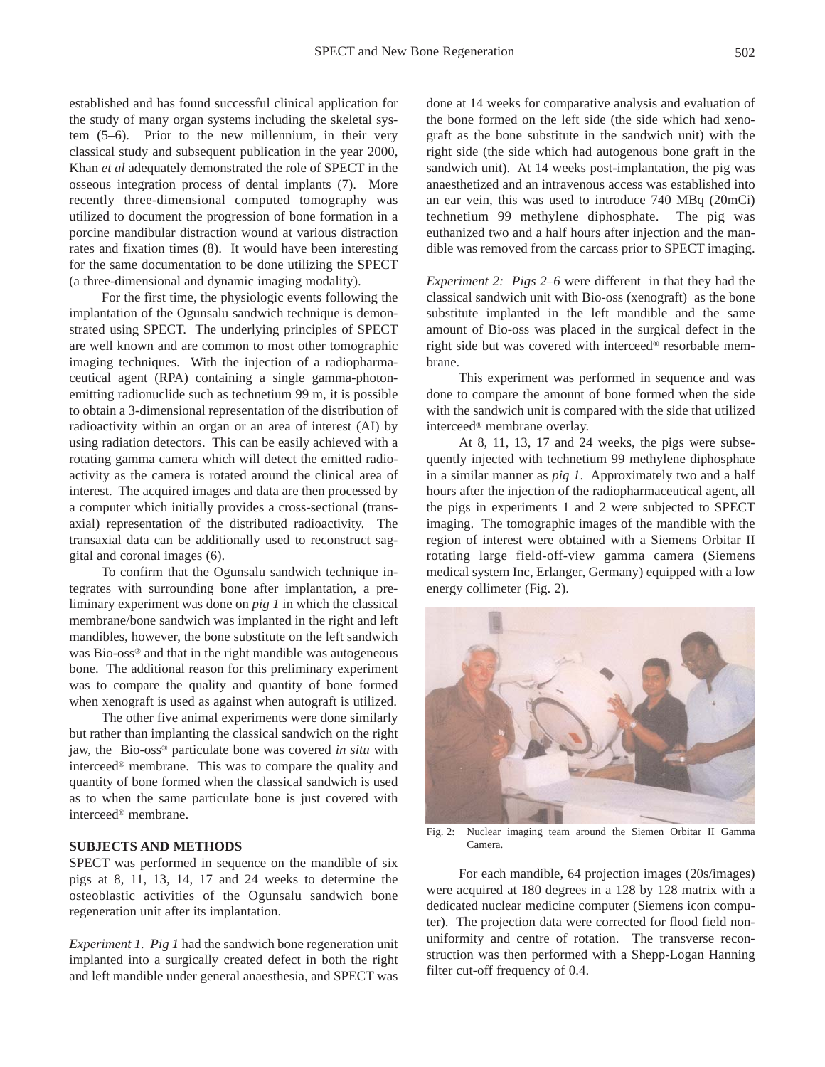established and has found successful clinical application for the study of many organ systems including the skeletal system (5–6). Prior to the new millennium, in their very classical study and subsequent publication in the year 2000, Khan *et al* adequately demonstrated the role of SPECT in the osseous integration process of dental implants (7). More recently three-dimensional computed tomography was utilized to document the progression of bone formation in a porcine mandibular distraction wound at various distraction rates and fixation times (8). It would have been interesting for the same documentation to be done utilizing the SPECT (a three-dimensional and dynamic imaging modality).

For the first time, the physiologic events following the implantation of the Ogunsalu sandwich technique is demonstrated using SPECT. The underlying principles of SPECT are well known and are common to most other tomographic imaging techniques. With the injection of a radiopharmaceutical agent (RPA) containing a single gamma-photon-emitting radionuclide such as technetium 99 m, it is possible to obtain a 3-dimensional representation of the distribution of radioactivity within an organ or an area of interest (AI) by using radiation detectors. This can be easily achieved with a rotating gamma camera which will detect the emitted radioactivity as the camera is rotated around the clinical area of interest. The acquired images and data are then processed by a computer which initially provides a cross-sectional (transaxial) representation of the distributed radioactivity. The transaxial data can be additionally used to reconstruct saggital and coronal images (6).

To confirm that the Ogunsalu sandwich technique integrates with surrounding bone after implantation, a preliminary experiment was done on *pig 1* in which the classical membrane/bone sandwich was implanted in the right and left mandibles, however, the bone substitute on the left sandwich was Bio-oss® and that in the right mandible was autogeneous bone. The additional reason for this preliminary experiment was to compare the quality and quantity of bone formed when xenograft is used as against when autograft is utilized.

The other five animal experiments were done similarly but rather than implanting the classical sandwich on the right jaw, the Bio-oss® particulate bone was covered *in situ* with interceed® membrane. This was to compare the quality and quantity of bone formed when the classical sandwich is used as to when the same particulate bone is just covered with interceed® membrane.

## SUBJECTS AND METHODS

SPECT was performed in sequence on the mandible of six pigs at 8, 11, 13, 14, 17 and 24 weeks to determine the osteoblastic activities of the Ogunsalu sandwich bone regeneration unit after its implantation.

*Experiment 1. Pig 1* had the sandwich bone regeneration unit implanted into a surgically created defect in both the right and left mandible under general anaesthesia, and SPECT was done at 14 weeks for comparative analysis and evaluation of the bone formed on the left side (the side which had xenograft as the bone substitute in the sandwich unit) with the right side (the side which had autogenous bone graft in the sandwich unit). At 14 weeks post-implantation, the pig was anaesthetized and an intravenous access was established into an ear vein, this was used to introduce 740 MBq (20mCi) technetium 99 methylene diphosphate. The pig was euthanized two and a half hours after injection and the mandible was removed from the carcass prior to SPECT imaging.

*Experiment 2: Pigs 2–6* were different in that they had the classical sandwich unit with Bio-oss (xenograft) as the bone substitute implanted in the left mandible and the same amount of Bio-oss was placed in the surgical defect in the right side but was covered with interceed® resorbable membrane.

This experiment was performed in sequence and was done to compare the amount of bone formed when the side with the sandwich unit is compared with the side that utilized interceed® membrane overlay.

At 8, 11, 13, 17 and 24 weeks, the pigs were subsequently injected with technetium 99 methylene diphosphate in a similar manner as *pig 1*. Approximately two and a half hours after the injection of the radiopharmaceutical agent, all the pigs in experiments 1 and 2 were subjected to SPECT imaging. The tomographic images of the mandible with the region of interest were obtained with a Siemens Orbitar II rotating large field-off-view gamma camera (Siemens medical system Inc, Erlanger, Germany) equipped with a low energy collimeter (Fig. 2).

Fig. 2: Nuclear imaging team around the Siemen Orbitar II Gamma Camera.

For each mandible, 64 projection images (20s/images) were acquired at 180 degrees in a 128 by 128 matrix with a dedicated nuclear medicine computer (Siemens icon computer). The projection data were corrected for flood field non-uniformity and centre of rotation. The transverse reconstruction was then performed with a Shepp-Logan Hanning filter cut-off frequency of 0.4.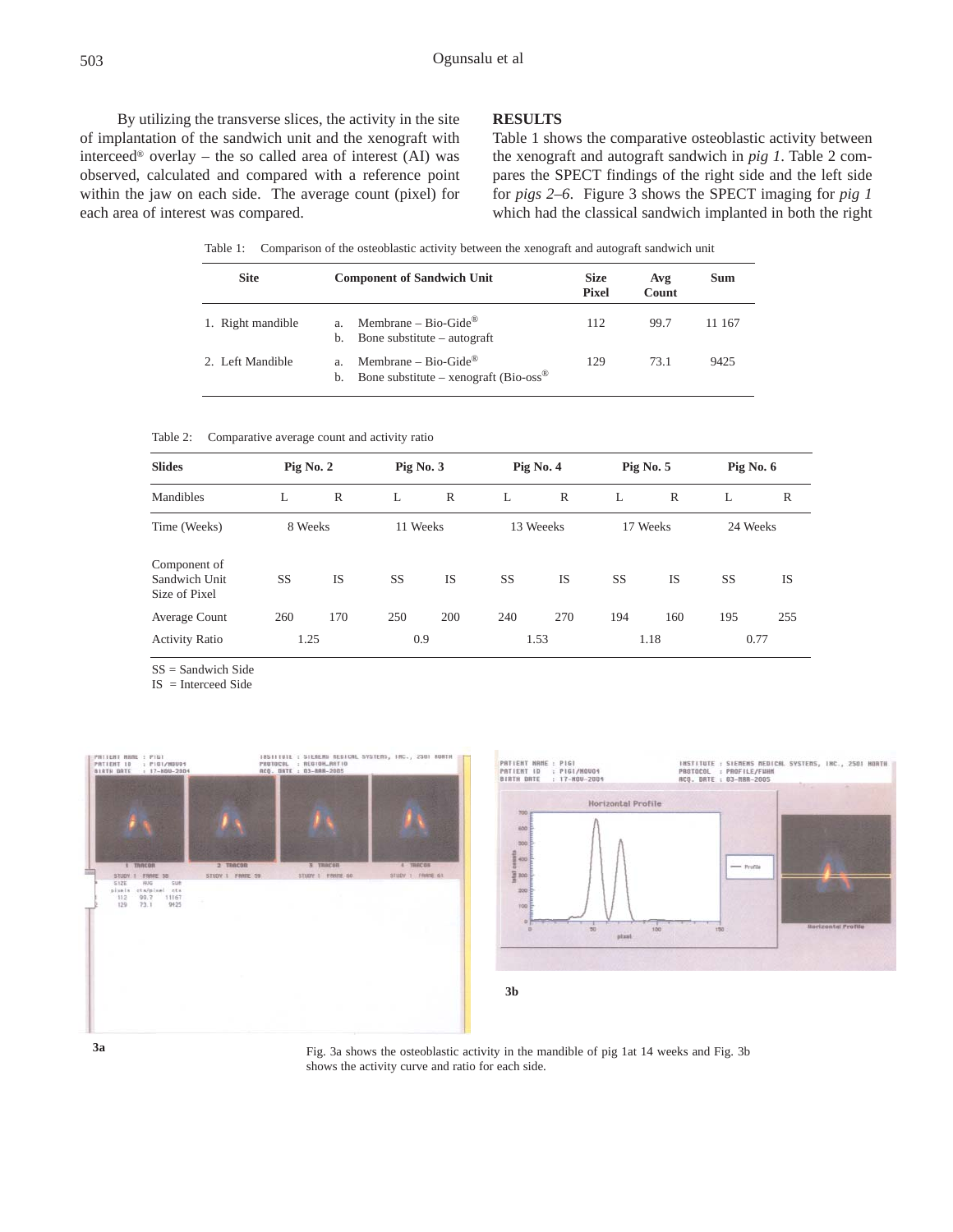By utilizing the transverse slices, the activity in the site of implantation of the sandwich unit and the xenograft with interceed® overlay – the so called area of interest (AI) was observed, calculated and compared with a reference point within the jaw on each side. The average count (pixel) for each area of interest was compared.

## RESULTS

Table 1 shows the comparative osteoblastic activity between the xenograft and autograft sandwich in *pig 1*. Table 2 compares the SPECT findings of the right side and the left side for *pigs 2–6*. Figure 3 shows the SPECT imaging for *pig 1* which had the classical sandwich implanted in both the right

Table 1: Comparison of the osteoblastic activity between the xenograft and autograft sandwich unit

| Site | Component of Sandwich Unit | Size Pixel | Avg Count | Sum |
|---|---|---|---|---|
| 1. Right mandible | a. Membrane – Bio-Gide®<br>b. Bone substitute – autograft | 112 | 99.7 | 11 167 |
| 2. Left Mandible | a. Membrane – Bio-Gide®<br>b. Bone substitute – xenograft (Bio-oss® | 129 | 73.1 | 9425 |

Table 2: Comparative average count and activity ratio

| Slides | Pig No. 2 | | Pig No. 3 | | Pig No. 4 | | Pig No. 5 | | Pig No. 6 | |
|---|---|---|---|---|---|---|---|---|---|---|
| Mandibles | L | R | L | R | L | R | L | R | L | R |
| Time (Weeks) | 8 Weeks | | 11 Weeks | | 13 Weeeks | | 17 Weeks | | 24 Weeks | |
| Component of Sandwich Unit Size of Pixel | SS | IS | SS | IS | SS | IS | SS | IS | SS | IS |
| Average Count | 260 | 170 | 250 | 200 | 240 | 270 | 194 | 160 | 195 | 255 |
| Activity Ratio | 1.25 | | 0.9 | | 1.53 | | 1.18 | | 0.77 | |

SS = Sandwich Side
IS = Interceed Side

3a

3b

Fig. 3a shows the osteoblastic activity in the mandible of pig 1at 14 weeks and Fig. 3b shows the activity curve and ratio for each side.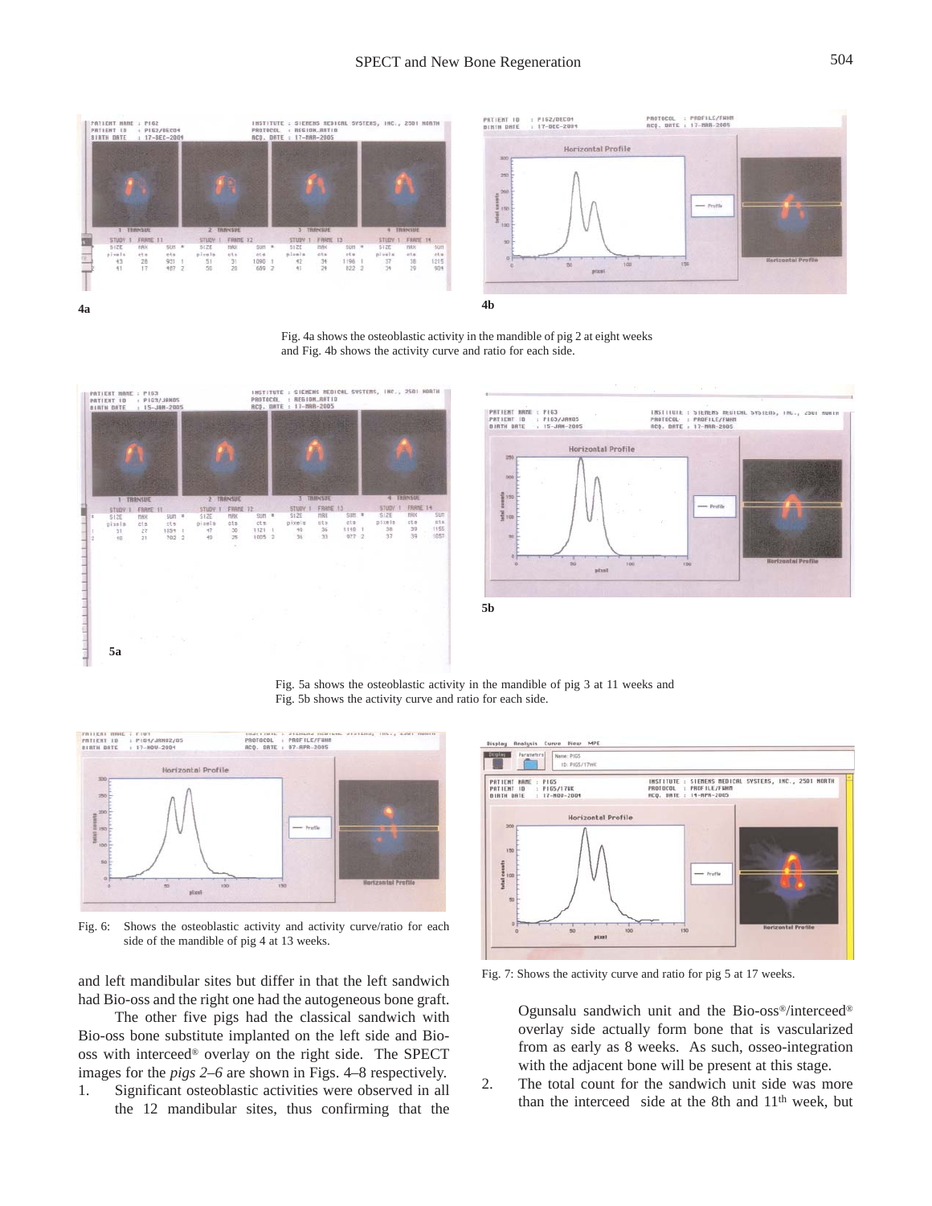4a

4b

Fig. 4a shows the osteoblastic activity in the mandible of pig 2 at eight weeks and Fig. 4b shows the activity curve and ratio for each side.

5a

5b

Fig. 5a shows the osteoblastic activity in the mandible of pig 3 at 11 weeks and Fig. 5b shows the activity curve and ratio for each side.

Fig. 6: Shows the osteoblastic activity and activity curve/ratio for each side of the mandible of pig 4 at 13 weeks.

Fig. 7: Shows the activity curve and ratio for pig 5 at 17 weeks.

and left mandibular sites but differ in that the left sandwich had Bio-oss and the right one had the autogeneous bone graft.

The other five pigs had the classical sandwich with Bio-oss bone substitute implanted on the left side and Bio-oss with interceed® overlay on the right side. The SPECT images for the *pigs 2–6* are shown in Figs. 4–8 respectively.

1. Significant osteoblastic activities were observed in all the 12 mandibular sites, thus confirming that the Ogunsalu sandwich unit and the Bio-oss®/interceed® overlay side actually form bone that is vascularized from as early as 8 weeks. As such, osseo-integration with the adjacent bone will be present at this stage.
2. The total count for the sandwich unit side was more than the interceed side at the 8th and 11th week, but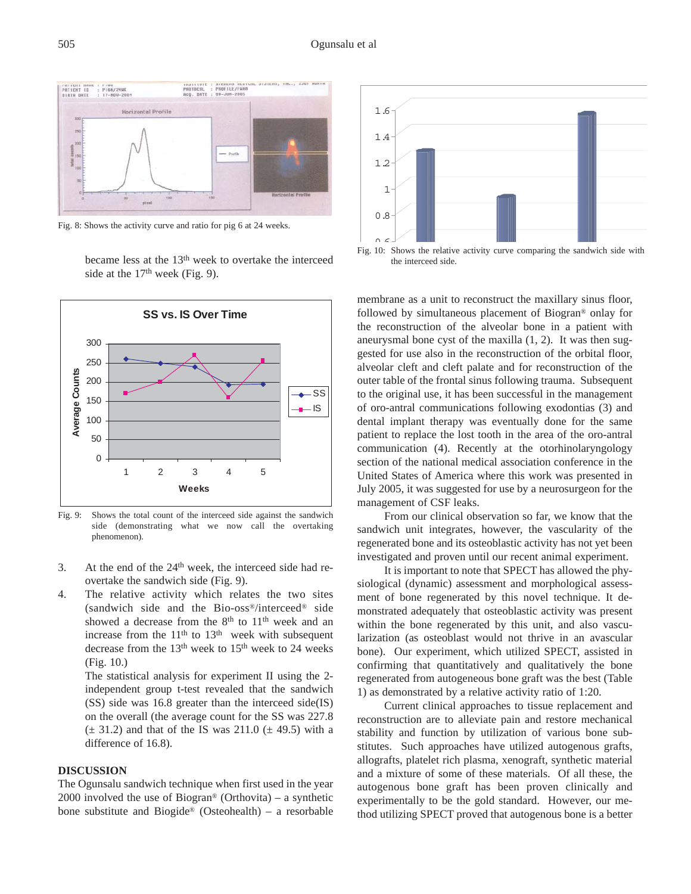Fig. 8: Shows the activity curve and ratio for pig 6 at 24 weeks.

became less at the 13th week to overtake the interceed side at the 17th week (Fig. 9).

Fig. 9: Shows the total count of the interceed side against the sandwich side (demonstrating what we now call the overtaking phenomenon).

3. At the end of the 24th week, the interceed side had re-overtake the sandwich side (Fig. 9).
4. The relative activity which relates the two sites (sandwich side and the Bio-oss®/interceed® side showed a decrease from the 8th to 11th week and an increase from the 11th to 13th week with subsequent decrease from the 13th week to 15th week to 24 weeks (Fig. 10.)

   The statistical analysis for experiment II using the 2-independent group t-test revealed that the sandwich (SS) side was 16.8 greater than the interceed side(IS) on the overall (the average count for the SS was 227.8 (± 31.2) and that of the IS was 211.0 (± 49.5) with a difference of 16.8).

## DISCUSSION

The Ogunsalu sandwich technique when first used in the year 2000 involved the use of Biogran® (Orthovita) – a synthetic bone substitute and Biogide® (Osteohealth) – a resorbable membrane as a unit to reconstruct the maxillary sinus floor, followed by simultaneous placement of Biogran® onlay for the reconstruction of the alveolar bone in a patient with aneurysmal bone cyst of the maxilla (1, 2). It was then suggested for use also in the reconstruction of the orbital floor, alveolar cleft and cleft palate and for reconstruction of the outer table of the frontal sinus following trauma. Subsequent to the original use, it has been successful in the management of oro-antral communications following exodontias (3) and dental implant therapy was eventually done for the same patient to replace the lost tooth in the area of the oro-antral communication (4). Recently at the otorhinolaryngology section of the national medical association conference in the United States of America where this work was presented in July 2005, it was suggested for use by a neurosurgeon for the management of CSF leaks.

From our clinical observation so far, we know that the sandwich unit integrates, however, the vascularity of the regenerated bone and its osteoblastic activity has not yet been investigated and proven until our recent animal experiment.

It is important to note that SPECT has allowed the physiological (dynamic) assessment and morphological assessment of bone regenerated by this novel technique. It demonstrated adequately that osteoblastic activity was present within the bone regenerated by this unit, and also vascularization (as osteoblast would not thrive in an avascular bone). Our experiment, which utilized SPECT, assisted in confirming that quantitatively and qualitatively the bone regenerated from autogeneous bone graft was the best (Table 1) as demonstrated by a relative activity ratio of 1:20.

Current clinical approaches to tissue replacement and reconstruction are to alleviate pain and restore mechanical stability and function by utilization of various bone substitutes. Such approaches have utilized autogenous grafts, allografts, platelet rich plasma, xenograft, synthetic material and a mixture of some of these materials. Of all these, the autogenous bone graft has proven clinically and experimentally to be the gold standard. However, our method utilizing SPECT proved that autogenous bone is a better

Fig. 10: Shows the relative activity curve comparing the sandwich side with the interceed side.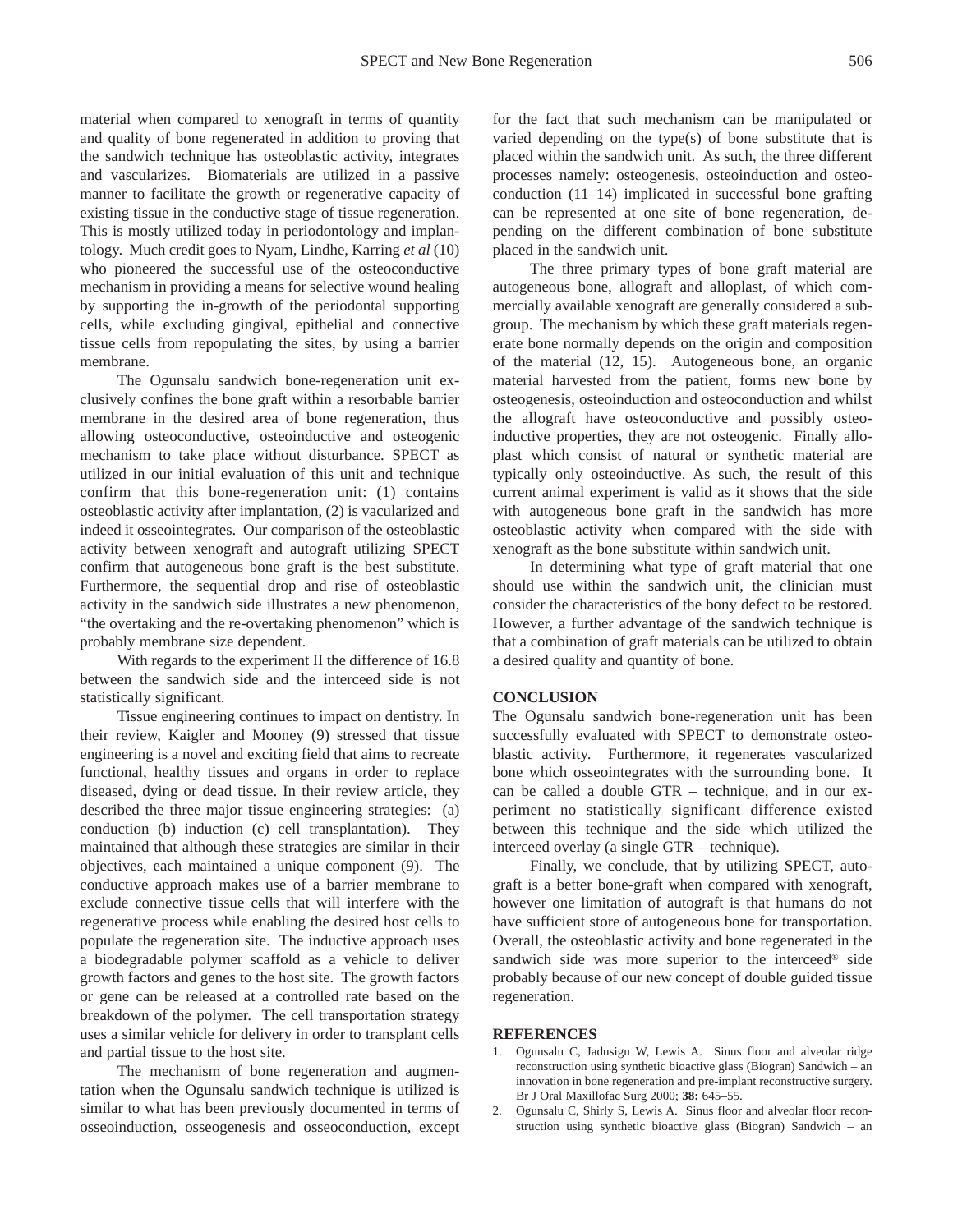material when compared to xenograft in terms of quantity and quality of bone regenerated in addition to proving that the sandwich technique has osteoblastic activity, integrates and vascularizes. Biomaterials are utilized in a passive manner to facilitate the growth or regenerative capacity of existing tissue in the conductive stage of tissue regeneration. This is mostly utilized today in periodontology and implantology. Much credit goes to Nyam, Lindhe, Karring *et al* (10) who pioneered the successful use of the osteoconductive mechanism in providing a means for selective wound healing by supporting the in-growth of the periodontal supporting cells, while excluding gingival, epithelial and connective tissue cells from repopulating the sites, by using a barrier membrane.

The Ogunsalu sandwich bone-regeneration unit exclusively confines the bone graft within a resorbable barrier membrane in the desired area of bone regeneration, thus allowing osteoconductive, osteoinductive and osteogenic mechanism to take place without disturbance. SPECT as utilized in our initial evaluation of this unit and technique confirm that this bone-regeneration unit: (1) contains osteoblastic activity after implantation, (2) is vacularized and indeed it osseointegrates. Our comparison of the osteoblastic activity between xenograft and autograft utilizing SPECT confirm that autogeneous bone graft is the best substitute. Furthermore, the sequential drop and rise of osteoblastic activity in the sandwich side illustrates a new phenomenon, "the overtaking and the re-overtaking phenomenon" which is probably membrane size dependent.

With regards to the experiment II the difference of 16.8 between the sandwich side and the interceed side is not statistically significant.

Tissue engineering continues to impact on dentistry. In their review, Kaigler and Mooney (9) stressed that tissue engineering is a novel and exciting field that aims to recreate functional, healthy tissues and organs in order to replace diseased, dying or dead tissue. In their review article, they described the three major tissue engineering strategies: (a) conduction (b) induction (c) cell transplantation). They maintained that although these strategies are similar in their objectives, each maintained a unique component (9). The conductive approach makes use of a barrier membrane to exclude connective tissue cells that will interfere with the regenerative process while enabling the desired host cells to populate the regeneration site. The inductive approach uses a biodegradable polymer scaffold as a vehicle to deliver growth factors and genes to the host site. The growth factors or gene can be released at a controlled rate based on the breakdown of the polymer. The cell transportation strategy uses a similar vehicle for delivery in order to transplant cells and partial tissue to the host site.

The mechanism of bone regeneration and augmentation when the Ogunsalu sandwich technique is utilized is similar to what has been previously documented in terms of osseoinduction, osseogenesis and osseoconduction, except for the fact that such mechanism can be manipulated or varied depending on the type(s) of bone substitute that is placed within the sandwich unit. As such, the three different processes namely: osteogenesis, osteoinduction and osteoconduction (11–14) implicated in successful bone grafting can be represented at one site of bone regeneration, depending on the different combination of bone substitute placed in the sandwich unit.

The three primary types of bone graft material are autogeneous bone, allograft and alloplast, of which commercially available xenograft are generally considered a subgroup. The mechanism by which these graft materials regenerate bone normally depends on the origin and composition of the material (12, 15). Autogeneous bone, an organic material harvested from the patient, forms new bone by osteogenesis, osteoinduction and osteoconduction and whilst the allograft have osteoconductive and possibly osteoinductive properties, they are not osteogenic. Finally alloplast which consist of natural or synthetic material are typically only osteoinductive. As such, the result of this current animal experiment is valid as it shows that the side with autogeneous bone graft in the sandwich has more osteoblastic activity when compared with the side with xenograft as the bone substitute within sandwich unit.

In determining what type of graft material that one should use within the sandwich unit, the clinician must consider the characteristics of the bony defect to be restored. However, a further advantage of the sandwich technique is that a combination of graft materials can be utilized to obtain a desired quality and quantity of bone.

## CONCLUSION

The Ogunsalu sandwich bone-regeneration unit has been successfully evaluated with SPECT to demonstrate osteoblastic activity. Furthermore, it regenerates vascularized bone which osseointegrates with the surrounding bone. It can be called a double GTR – technique, and in our experiment no statistically significant difference existed between this technique and the side which utilized the interceed overlay (a single GTR – technique).

Finally, we conclude, that by utilizing SPECT, autograft is a better bone-graft when compared with xenograft, however one limitation of autograft is that humans do not have sufficient store of autogeneous bone for transportation. Overall, the osteoblastic activity and bone regenerated in the sandwich side was more superior to the interceed® side probably because of our new concept of double guided tissue regeneration.

## REFERENCES

1. Ogunsalu C, Jadusign W, Lewis A. Sinus floor and alveolar ridge reconstruction using synthetic bioactive glass (Biogran) Sandwich – an innovation in bone regeneration and pre-implant reconstructive surgery. Br J Oral Maxillofac Surg 2000; **38:** 645–55.
2. Ogunsalu C, Shirly S, Lewis A. Sinus floor and alveolar floor reconstruction using synthetic bioactive glass (Biogran) Sandwich – an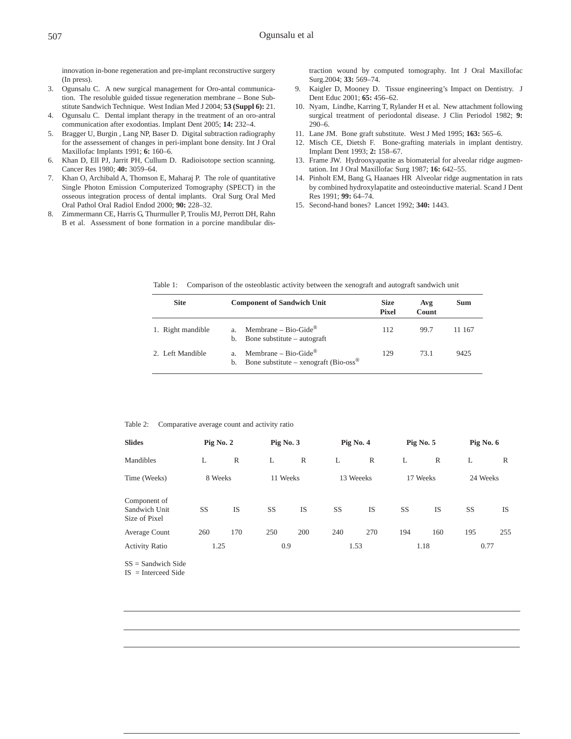innovation in-bone regeneration and pre-implant reconstructive surgery (In press).

3. Ogunsalu C. A new surgical management for Oro-antal communication. The resoluble guided tissue regeneration membrane – Bone Substitute Sandwich Technique. West Indian Med J 2004; **53 (Suppl 6):** 21.
4. Ogunsalu C. Dental implant therapy in the treatment of an oro-antral communication after exodontias. Implant Dent 2005; **14:** 232–4.
5. Bragger U, Burgin , Lang NP, Baser D. Digital subtraction radiography for the assessement of changes in peri-implant bone density. Int J Oral Maxillofac Implants 1991; **6:** 160–6.
6. Khan D, Ell PJ, Jarrit PH, Cullum D. Radioisotope section scanning. Cancer Res 1980; **40:** 3059–64.
7. Khan O, Archibald A, Thomson E, Maharaj P. The role of quantitative Single Photon Emission Computerized Tomography (SPECT) in the osseous integration process of dental implants. Oral Surg Oral Med Oral Pathol Oral Radiol Endod 2000; **90:** 228–32.
8. Zimmermann CE, Harris G, Thurmuller P, Troulis MJ, Perrott DH, Rahn B et al. Assessment of bone formation in a porcine mandibular distraction wound by computed tomography. Int J Oral Maxillofac Surg.2004; **33:** 569–74.
9. Kaigler D, Mooney D. Tissue engineering's Impact on Dentistry. J Dent Educ 2001; **65:** 456–62.
10. Nyam, Lindhe, Karring T, Rylander H et al. New attachment following surgical treatment of periodontal disease. J Clin Periodol 1982; **9:** 290–6.
11. Lane JM. Bone graft substitute. West J Med 1995; **163:** 565–6.
12. Misch CE, Dietsh F. Bone-grafting materials in implant dentistry. Implant Dent 1993; **2:** 158–67.
13. Frame JW. Hydrooxyapatite as biomaterial for alveolar ridge augmentation. Int J Oral Maxillofac Surg 1987; **16:** 642–55.
14. Pinholt EM, Bang G, Haanaes HR Alveolar ridge augmentation in rats by combined hydroxylapatite and osteoinductive material. Scand J Dent Res 1991; **99:** 64–74.
15. Second-hand bones? Lancet 1992; **340:** 1443.

Table 1: Comparison of the osteoblastic activity between the xenograft and autograft sandwich unit

| Site | Component of Sandwich Unit | Size Pixel | Avg Count | Sum |
|---|---|---|---|---|
| 1. Right mandible | a. Membrane – Bio-Gide® <br> b. Bone substitute – autograft | 112 | 99.7 | 11 167 |
| 2. Left Mandible | a. Membrane – Bio-Gide® <br> b. Bone substitute – xenograft (Bio-oss® | 129 | 73.1 | 9425 |

Table 2: Comparative average count and activity ratio

| Slides | Pig No. 2 | | Pig No. 3 | | Pig No. 4 | | Pig No. 5 | | Pig No. 6 | |
|---|---|---|---|---|---|---|---|---|---|---|
| Mandibles | L | R | L | R | L | R | L | R | L | R |
| Time (Weeks) | 8 Weeks | | 11 Weeks | | 13 Weeeks | | 17 Weeks | | 24 Weeks | |
| Component of Sandwich Unit Size of Pixel | SS | IS | SS | IS | SS | IS | SS | IS | SS | IS |
| Average Count | 260 | 170 | 250 | 200 | 240 | 270 | 194 | 160 | 195 | 255 |
| Activity Ratio | 1.25 | | 0.9 | | 1.53 | | 1.18 | | 0.77 | |

SS = Sandwich Side
IS = Interceed Side